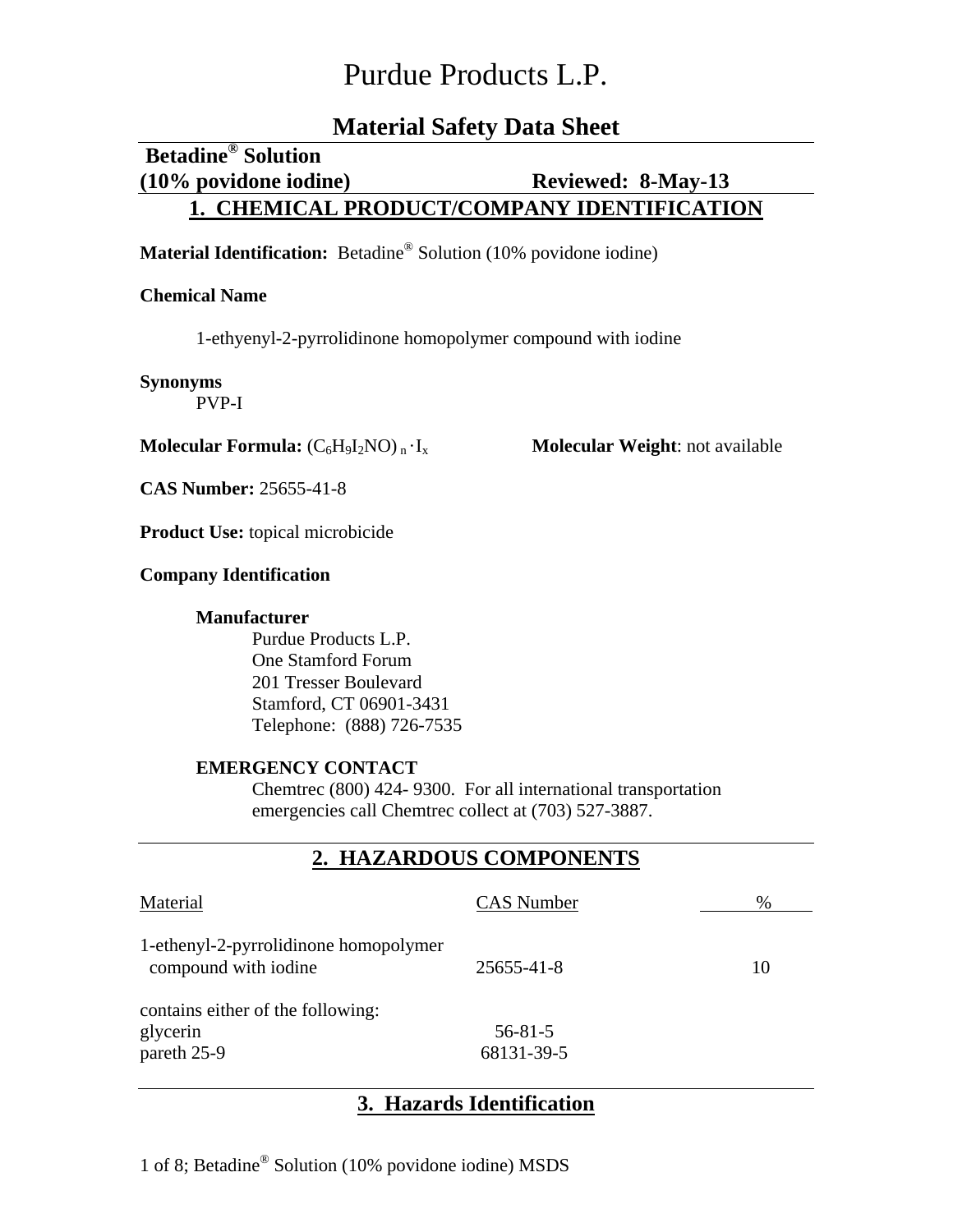# Purdue Products L.P.

## Material Safety Data Sheet

**Betadine® Solution**
**(10% povidone iodine)** **Reviewed: 8-May-13**

## 1. CHEMICAL PRODUCT/COMPANY IDENTIFICATION

**Material Identification:** Betadine® Solution (10% povidone iodine)

**Chemical Name**

1-ethyenyl-2-pyrrolidinone homopolymer compound with iodine

**Synonyms**
PVP-I

**Molecular Formula:** $(C_6H_9I_2NO)_n \cdot I_x$ **Molecular Weight**: not available

**CAS Number:** 25655-41-8

**Product Use:** topical microbicide

**Company Identification**

**Manufacturer**
Purdue Products L.P.
One Stamford Forum
201 Tresser Boulevard
Stamford, CT 06901-3431
Telephone: (888) 726-7535

**EMERGENCY CONTACT**
Chemtrec (800) 424- 9300. For all international transportation emergencies call Chemtrec collect at (703) 527-3887.

## 2. HAZARDOUS COMPONENTS

| Material | CAS Number | % |
|---|---|---|
| 1-ethenyl-2-pyrrolidinone homopolymer compound with iodine | 25655-41-8 | 10 |
| contains either of the following: | | |
| glycerin | 56-81-5 | |
| pareth 25-9 | 68131-39-5 | |

## 3. Hazards Identification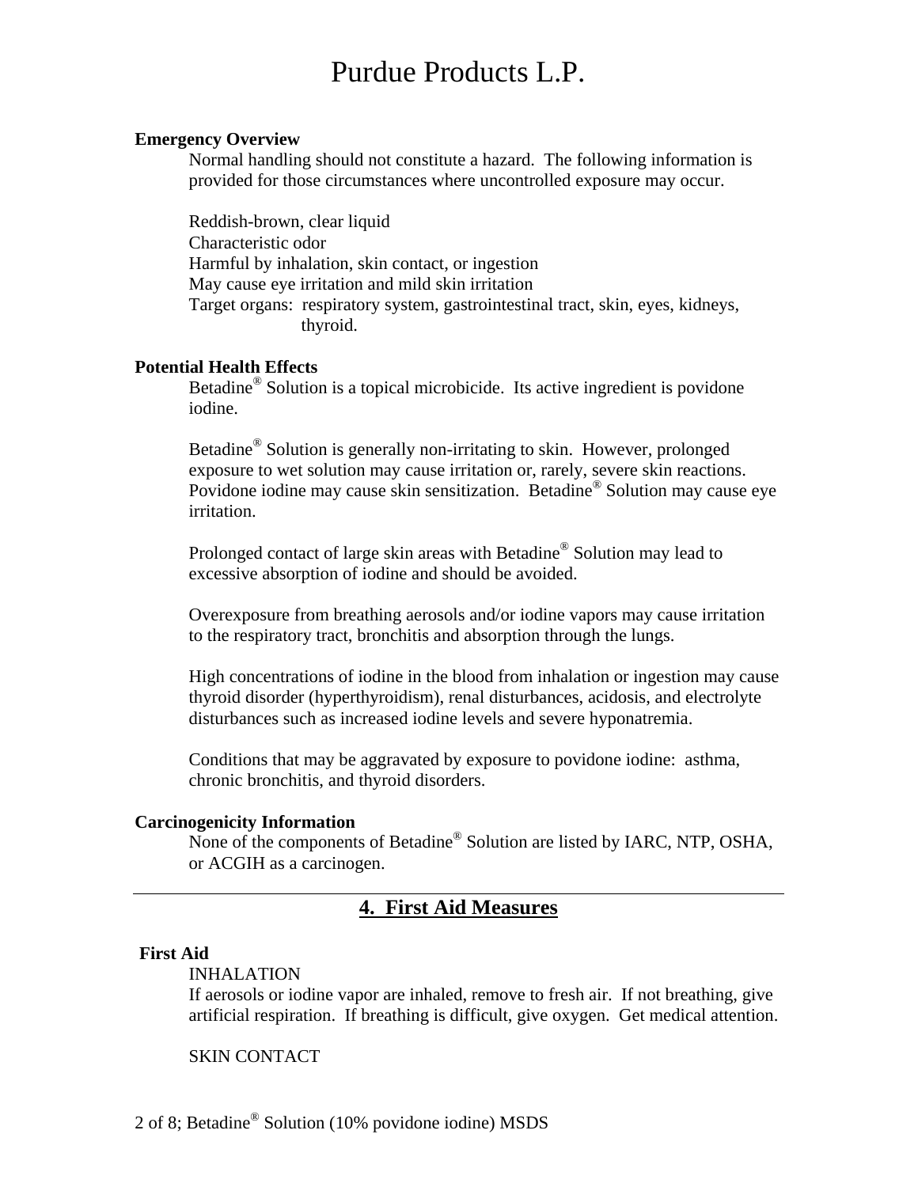### Emergency Overview

Normal handling should not constitute a hazard. The following information is provided for those circumstances where uncontrolled exposure may occur.

Reddish-brown, clear liquid
Characteristic odor
Harmful by inhalation, skin contact, or ingestion
May cause eye irritation and mild skin irritation
Target organs: respiratory system, gastrointestinal tract, skin, eyes, kidneys, thyroid.

### Potential Health Effects

Betadine® Solution is a topical microbicide. Its active ingredient is povidone iodine.

Betadine® Solution is generally non-irritating to skin. However, prolonged exposure to wet solution may cause irritation or, rarely, severe skin reactions. Povidone iodine may cause skin sensitization. Betadine® Solution may cause eye irritation.

Prolonged contact of large skin areas with Betadine® Solution may lead to excessive absorption of iodine and should be avoided.

Overexposure from breathing aerosols and/or iodine vapors may cause irritation to the respiratory tract, bronchitis and absorption through the lungs.

High concentrations of iodine in the blood from inhalation or ingestion may cause thyroid disorder (hyperthyroidism), renal disturbances, acidosis, and electrolyte disturbances such as increased iodine levels and severe hyponatremia.

Conditions that may be aggravated by exposure to povidone iodine: asthma, chronic bronchitis, and thyroid disorders.

### Carcinogenicity Information

None of the components of Betadine® Solution are listed by IARC, NTP, OSHA, or ACGIH as a carcinogen.

## 4. First Aid Measures

### First Aid

INHALATION

If aerosols or iodine vapor are inhaled, remove to fresh air. If not breathing, give artificial respiration. If breathing is difficult, give oxygen. Get medical attention.

SKIN CONTACT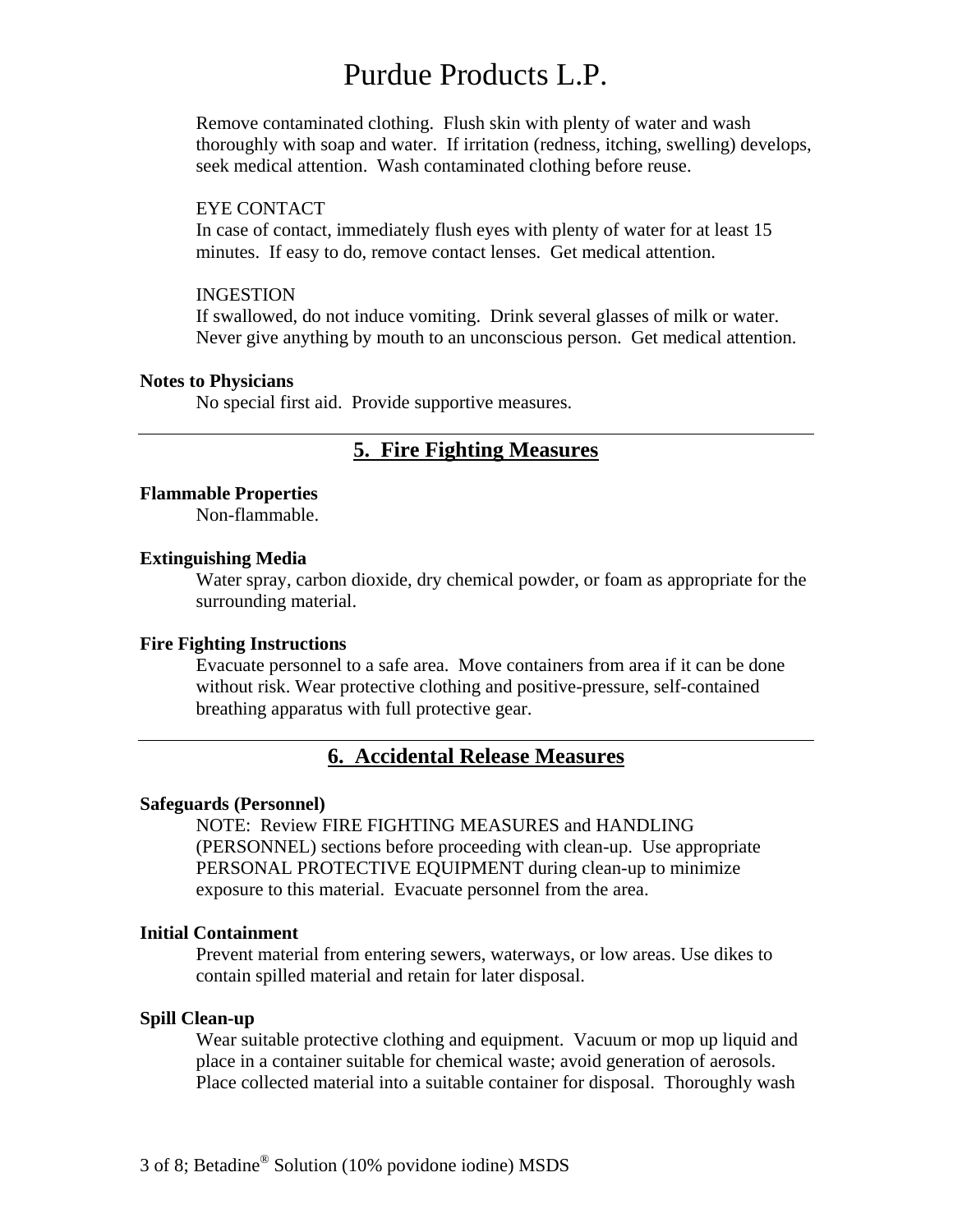Remove contaminated clothing. Flush skin with plenty of water and wash thoroughly with soap and water. If irritation (redness, itching, swelling) develops, seek medical attention. Wash contaminated clothing before reuse.

EYE CONTACT

In case of contact, immediately flush eyes with plenty of water for at least 15 minutes. If easy to do, remove contact lenses. Get medical attention.

INGESTION

If swallowed, do not induce vomiting. Drink several glasses of milk or water. Never give anything by mouth to an unconscious person. Get medical attention.

**Notes to Physicians**

No special first aid. Provide supportive measures.

## 5. Fire Fighting Measures

**Flammable Properties**

Non-flammable.

**Extinguishing Media**

Water spray, carbon dioxide, dry chemical powder, or foam as appropriate for the surrounding material.

**Fire Fighting Instructions**

Evacuate personnel to a safe area. Move containers from area if it can be done without risk. Wear protective clothing and positive-pressure, self-contained breathing apparatus with full protective gear.

## 6. Accidental Release Measures

**Safeguards (Personnel)**

NOTE: Review FIRE FIGHTING MEASURES and HANDLING (PERSONNEL) sections before proceeding with clean-up. Use appropriate PERSONAL PROTECTIVE EQUIPMENT during clean-up to minimize exposure to this material. Evacuate personnel from the area.

**Initial Containment**

Prevent material from entering sewers, waterways, or low areas. Use dikes to contain spilled material and retain for later disposal.

**Spill Clean-up**

Wear suitable protective clothing and equipment. Vacuum or mop up liquid and place in a container suitable for chemical waste; avoid generation of aerosols. Place collected material into a suitable container for disposal. Thoroughly wash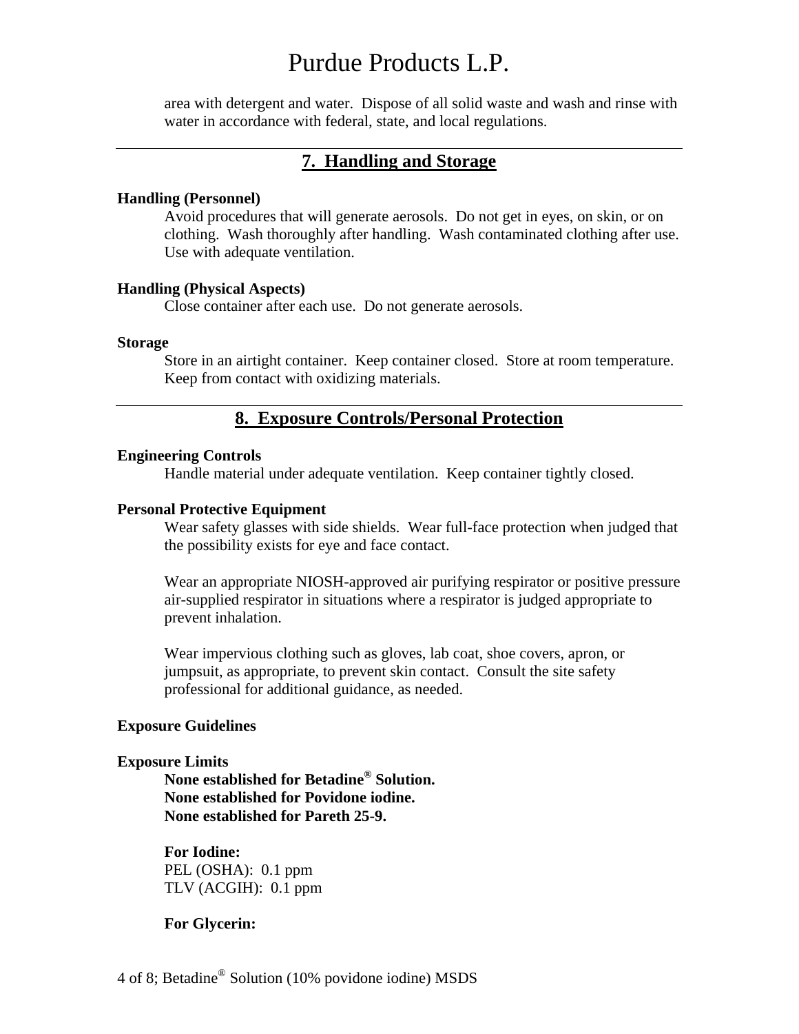area with detergent and water. Dispose of all solid waste and wash and rinse with water in accordance with federal, state, and local regulations.

## 7. Handling and Storage

**Handling (Personnel)**

Avoid procedures that will generate aerosols. Do not get in eyes, on skin, or on clothing. Wash thoroughly after handling. Wash contaminated clothing after use. Use with adequate ventilation.

**Handling (Physical Aspects)**

Close container after each use. Do not generate aerosols.

**Storage**

Store in an airtight container. Keep container closed. Store at room temperature. Keep from contact with oxidizing materials.

## 8. Exposure Controls/Personal Protection

**Engineering Controls**

Handle material under adequate ventilation. Keep container tightly closed.

**Personal Protective Equipment**

Wear safety glasses with side shields. Wear full-face protection when judged that the possibility exists for eye and face contact.

Wear an appropriate NIOSH-approved air purifying respirator or positive pressure air-supplied respirator in situations where a respirator is judged appropriate to prevent inhalation.

Wear impervious clothing such as gloves, lab coat, shoe covers, apron, or jumpsuit, as appropriate, to prevent skin contact. Consult the site safety professional for additional guidance, as needed.

**Exposure Guidelines**

**Exposure Limits**

**None established for Betadine® Solution.**
**None established for Povidone iodine.**
**None established for Pareth 25-9.**

**For Iodine:**
PEL (OSHA): 0.1 ppm
TLV (ACGIH): 0.1 ppm

**For Glycerin:**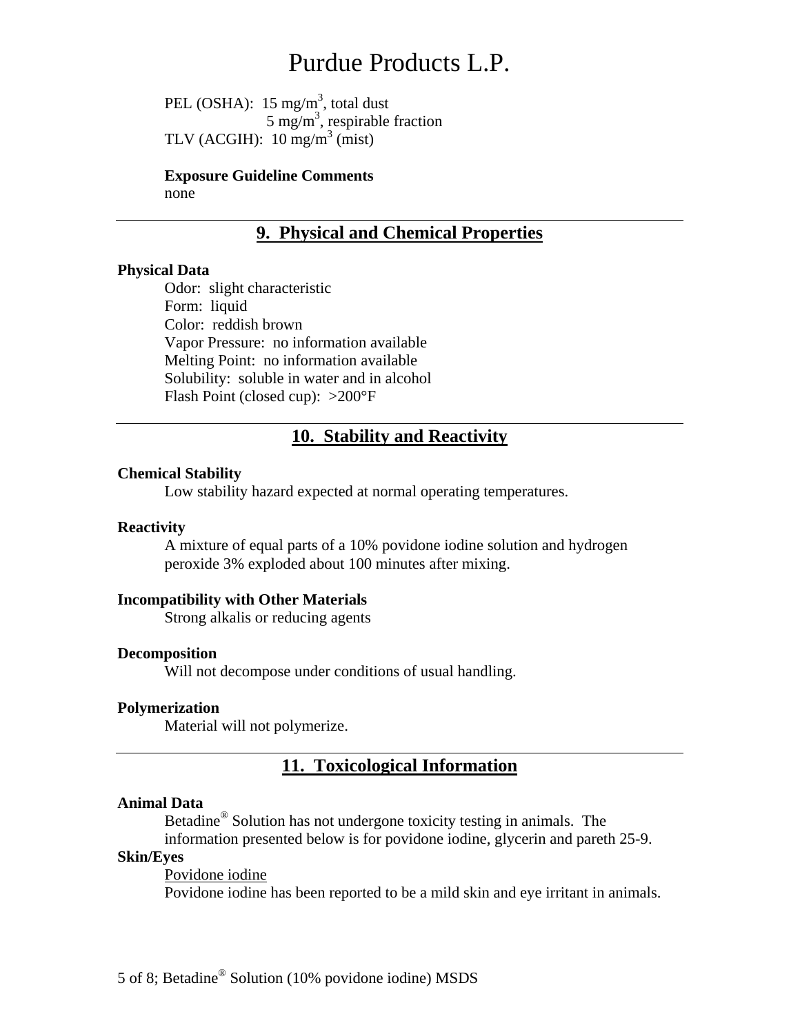PEL (OSHA): 15 $mg/m^3$, total dust
5 $mg/m^3$, respirable fraction
TLV (ACGIH): 10 $mg/m^3$ (mist)

**Exposure Guideline Comments**
none

## 9. Physical and Chemical Properties

**Physical Data**

Odor: slight characteristic
Form: liquid
Color: reddish brown
Vapor Pressure: no information available
Melting Point: no information available
Solubility: soluble in water and in alcohol
Flash Point (closed cup): >200°F

## 10. Stability and Reactivity

**Chemical Stability**

Low stability hazard expected at normal operating temperatures.

**Reactivity**

A mixture of equal parts of a 10% povidone iodine solution and hydrogen peroxide 3% exploded about 100 minutes after mixing.

**Incompatibility with Other Materials**

Strong alkalis or reducing agents

**Decomposition**

Will not decompose under conditions of usual handling.

**Polymerization**

Material will not polymerize.

## 11. Toxicological Information

**Animal Data**

Betadine® Solution has not undergone toxicity testing in animals. The information presented below is for povidone iodine, glycerin and pareth 25-9.

**Skin/Eyes**

Povidone iodine

Povidone iodine has been reported to be a mild skin and eye irritant in animals.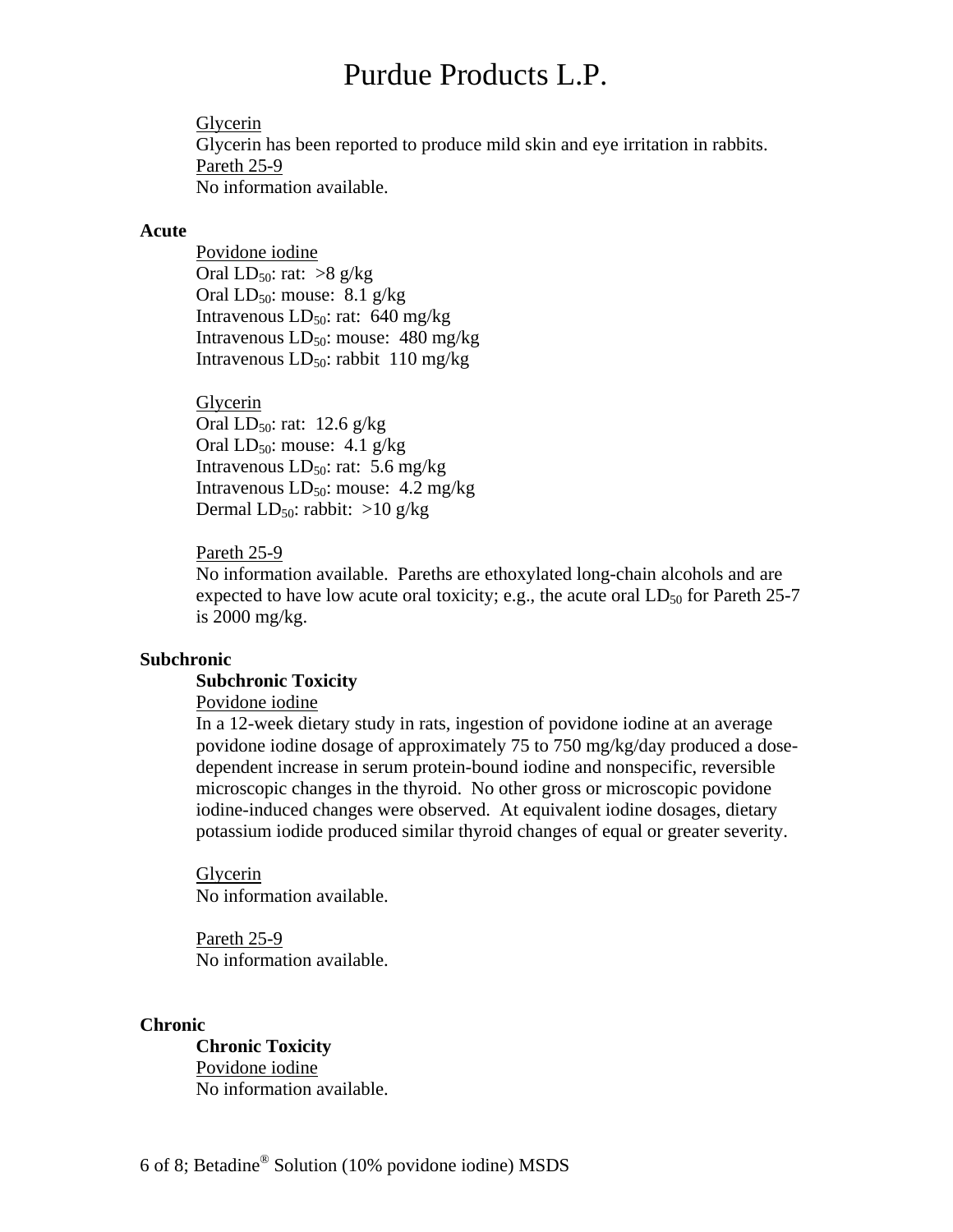<u>Glycerin</u>
Glycerin has been reported to produce mild skin and eye irritation in rabbits.
<u>Pareth 25-9</u>
No information available.

**Acute**

<u>Povidone iodine</u>
Oral $LD_{50}$: rat: >8 g/kg
Oral $LD_{50}$: mouse: 8.1 g/kg
Intravenous $LD_{50}$: rat: 640 mg/kg
Intravenous $LD_{50}$: mouse: 480 mg/kg
Intravenous $LD_{50}$: rabbit 110 mg/kg

<u>Glycerin</u>
Oral $LD_{50}$: rat: 12.6 g/kg
Oral $LD_{50}$: mouse: 4.1 g/kg
Intravenous $LD_{50}$: rat: 5.6 mg/kg
Intravenous $LD_{50}$: mouse: 4.2 mg/kg
Dermal $LD_{50}$: rabbit: >10 g/kg

<u>Pareth 25-9</u>
No information available. Pareths are ethoxylated long-chain alcohols and are expected to have low acute oral toxicity; e.g., the acute oral $LD_{50}$ for Pareth 25-7 is 2000 mg/kg.

**Subchronic**

**Subchronic Toxicity**
<u>Povidone iodine</u>
In a 12-week dietary study in rats, ingestion of povidone iodine at an average povidone iodine dosage of approximately 75 to 750 mg/kg/day produced a dose-dependent increase in serum protein-bound iodine and nonspecific, reversible microscopic changes in the thyroid. No other gross or microscopic povidone iodine-induced changes were observed. At equivalent iodine dosages, dietary potassium iodide produced similar thyroid changes of equal or greater severity.

<u>Glycerin</u>
No information available.

<u>Pareth 25-9</u>
No information available.

**Chronic**

**Chronic Toxicity**
<u>Povidone iodine</u>
No information available.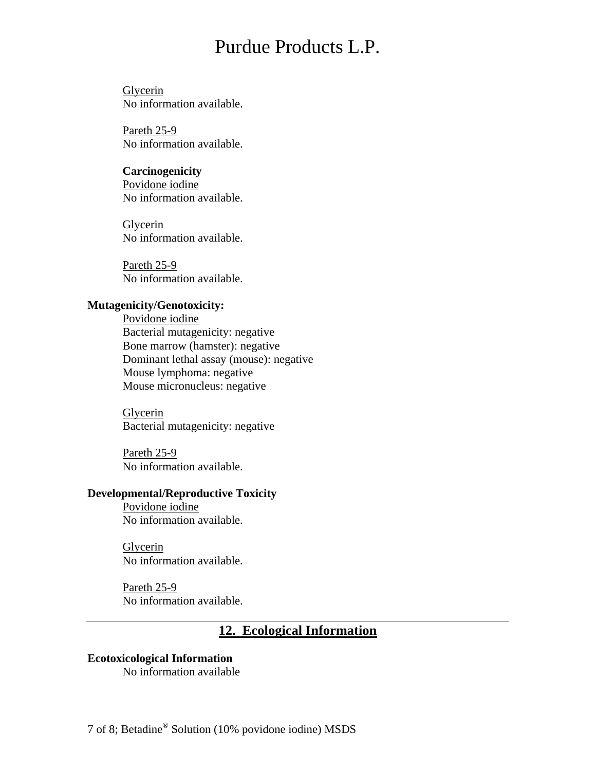Glycerin
No information available.

Pareth 25-9
No information available.

**Carcinogenicity**

Povidone iodine
No information available.

Glycerin
No information available.

Pareth 25-9
No information available.

**Mutagenicity/Genotoxicity:**

Povidone iodine
Bacterial mutagenicity: negative
Bone marrow (hamster): negative
Dominant lethal assay (mouse): negative
Mouse lymphoma: negative
Mouse micronucleus: negative

Glycerin
Bacterial mutagenicity: negative

Pareth 25-9
No information available.

**Developmental/Reproductive Toxicity**

Povidone iodine
No information available.

Glycerin
No information available.

Pareth 25-9
No information available.

## 12. Ecological Information

**Ecotoxicological Information**

No information available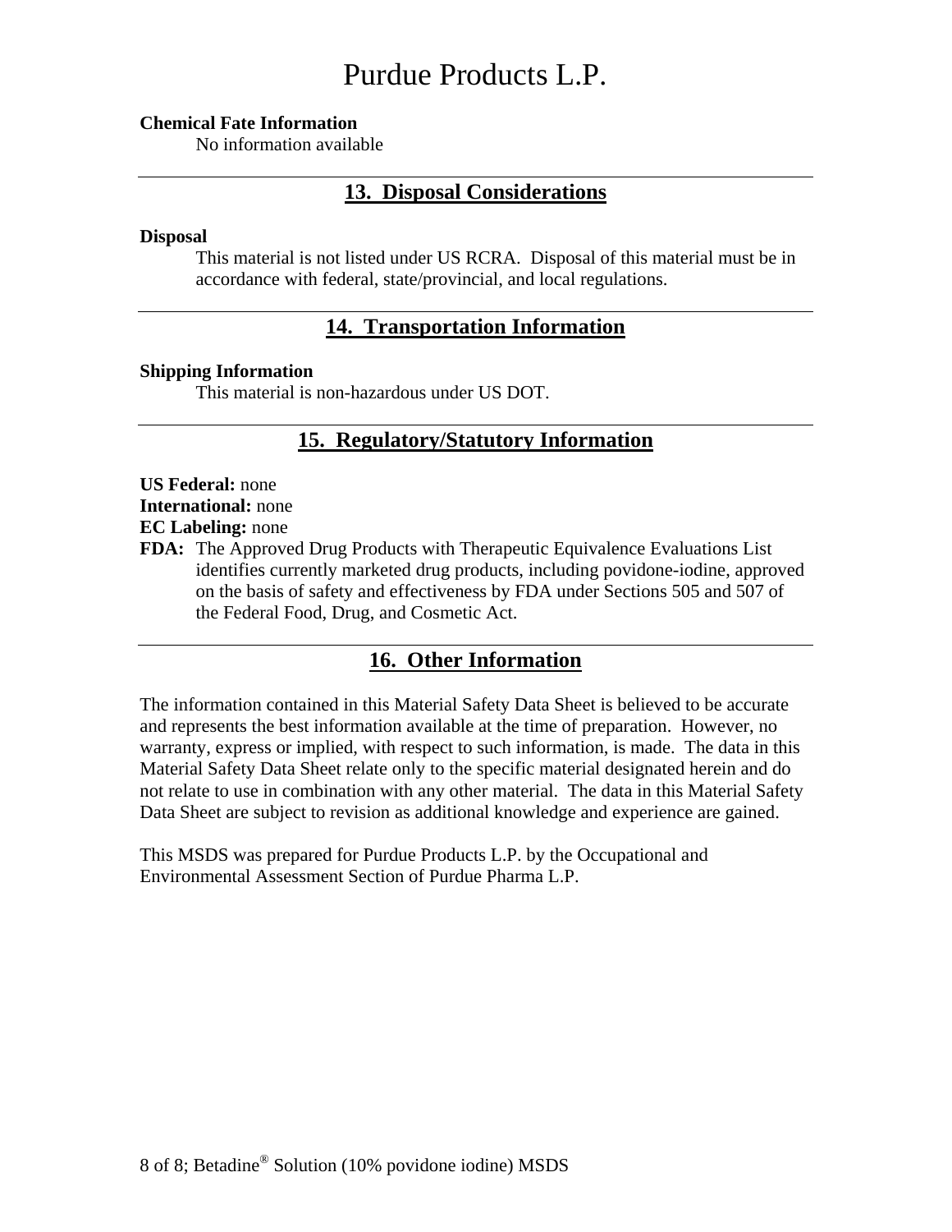**Chemical Fate Information**

No information available

## 13. Disposal Considerations

**Disposal**

This material is not listed under US RCRA. Disposal of this material must be in accordance with federal, state/provincial, and local regulations.

## 14. Transportation Information

**Shipping Information**

This material is non-hazardous under US DOT.

## 15. Regulatory/Statutory Information

**US Federal:** none
**International:** none
**EC Labeling:** none
**FDA:** The Approved Drug Products with Therapeutic Equivalence Evaluations List identifies currently marketed drug products, including povidone-iodine, approved on the basis of safety and effectiveness by FDA under Sections 505 and 507 of the Federal Food, Drug, and Cosmetic Act.

## 16. Other Information

The information contained in this Material Safety Data Sheet is believed to be accurate and represents the best information available at the time of preparation. However, no warranty, express or implied, with respect to such information, is made. The data in this Material Safety Data Sheet relate only to the specific material designated herein and do not relate to use in combination with any other material. The data in this Material Safety Data Sheet are subject to revision as additional knowledge and experience are gained.

This MSDS was prepared for Purdue Products L.P. by the Occupational and Environmental Assessment Section of Purdue Pharma L.P.